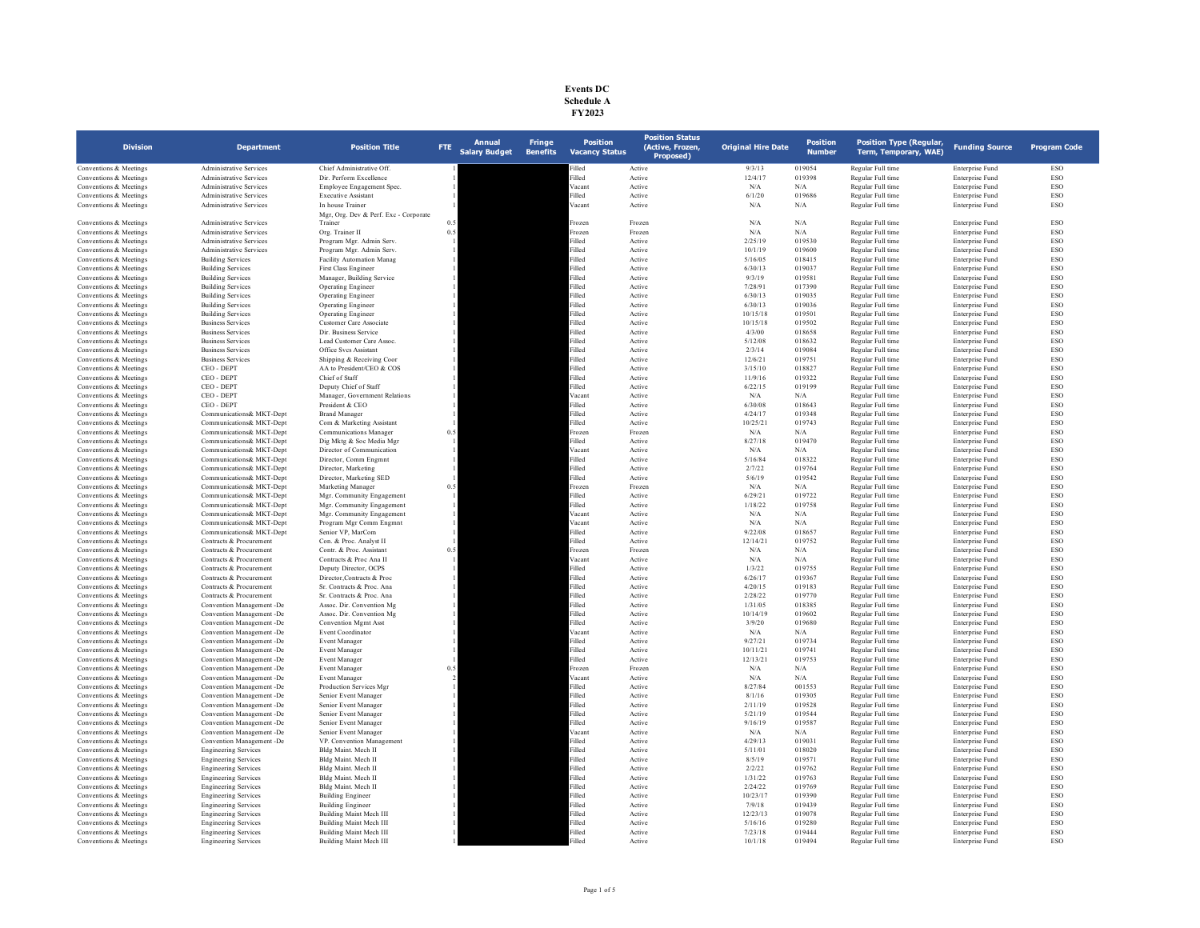# Events DC
## Schedule A
## FY2023

| Division | Department | Position Title | FTE | Annual Salary Budget | Fringe Benefits | Position Vacancy Status | Position Status (Active, Frozen, Proposed) | Original Hire Date | Position Number | Position Type (Regular, Term, Temporary, WAE) | Funding Source | Program Code |
|---|---|---|---|---|---|---|---|---|---|---|---|---|
| Conventions & Meetings | Administrative Services | Chief Administrative Off. | 1 | | | Filled | Active | 9/3/13 | 019054 | Regular Full time | Enterprise Fund | ESO |
| Conventions & Meetings | Administrative Services | Dir. Perform Excellence | 1 | | | Filled | Active | 12/4/17 | 019398 | Regular Full time | Enterprise Fund | ESO |
| Conventions & Meetings | Administrative Services | Employee Engagement Spec. | 1 | | | Vacant | Active | N/A | N/A | Regular Full time | Enterprise Fund | ESO |
| Conventions & Meetings | Administrative Services | Executive Assistant | 1 | | | Filled | Active | 6/1/20 | 019686 | Regular Full time | Enterprise Fund | ESO |
| Conventions & Meetings | Administrative Services | In house Trainer | 1 | | | Vacant | Active | N/A | N/A | Regular Full time | Enterprise Fund | ESO |
| Conventions & Meetings | Administrative Services | Mgr, Org. Dev & Perf. Exc - Corporate Trainer | 0.5 | | | Frozen | Frozen | N/A | N/A | Regular Full time | Enterprise Fund | ESO |
| Conventions & Meetings | Administrative Services | Org. Trainer II | 0.5 | | | Frozen | Frozen | N/A | N/A | Regular Full time | Enterprise Fund | ESO |
| Conventions & Meetings | Administrative Services | Program Mgr. Admin Serv. | 1 | | | Filled | Active | 2/25/19 | 019530 | Regular Full time | Enterprise Fund | ESO |
| Conventions & Meetings | Administrative Services | Program Mgr. Admin Serv. | 1 | | | Filled | Active | 10/1/19 | 019600 | Regular Full time | Enterprise Fund | ESO |
| Conventions & Meetings | Building Services | Facility Automation Manag | 1 | | | Filled | Active | 5/16/05 | 018415 | Regular Full time | Enterprise Fund | ESO |
| Conventions & Meetings | Building Services | First Class Engineer | 1 | | | Filled | Active | 6/30/13 | 019037 | Regular Full time | Enterprise Fund | ESO |
| Conventions & Meetings | Building Services | Manager, Building Service | 1 | | | Filled | Active | 9/3/19 | 019581 | Regular Full time | Enterprise Fund | ESO |
| Conventions & Meetings | Building Services | Operating Engineer | 1 | | | Filled | Active | 7/28/91 | 017390 | Regular Full time | Enterprise Fund | ESO |
| Conventions & Meetings | Building Services | Operating Engineer | 1 | | | Filled | Active | 6/30/13 | 019035 | Regular Full time | Enterprise Fund | ESO |
| Conventions & Meetings | Building Services | Operating Engineer | 1 | | | Filled | Active | 6/30/13 | 019036 | Regular Full time | Enterprise Fund | ESO |
| Conventions & Meetings | Building Services | Operating Engineer | 1 | | | Filled | Active | 10/15/18 | 019501 | Regular Full time | Enterprise Fund | ESO |
| Conventions & Meetings | Business Services | Customer Care Associate | 1 | | | Filled | Active | 10/15/18 | 019502 | Regular Full time | Enterprise Fund | ESO |
| Conventions & Meetings | Business Services | Dir. Business Service | 1 | | | Filled | Active | 4/3/00 | 018658 | Regular Full time | Enterprise Fund | ESO |
| Conventions & Meetings | Business Services | Lead Customer Care Assoc. | 1 | | | Filled | Active | 5/12/08 | 018632 | Regular Full time | Enterprise Fund | ESO |
| Conventions & Meetings | Business Services | Office Svcs Assistant | 1 | | | Filled | Active | 2/3/14 | 019084 | Regular Full time | Enterprise Fund | ESO |
| Conventions & Meetings | Business Services | Shipping & Receiving Coor | 1 | | | Filled | Active | 12/6/21 | 019751 | Regular Full time | Enterprise Fund | ESO |
| Conventions & Meetings | CEO - DEPT | AA to President/CEO & COS | 1 | | | Filled | Active | 3/15/10 | 018827 | Regular Full time | Enterprise Fund | ESO |
| Conventions & Meetings | CEO - DEPT | Chief of Staff | 1 | | | Filled | Active | 11/9/16 | 019322 | Regular Full time | Enterprise Fund | ESO |
| Conventions & Meetings | CEO - DEPT | Deputy Chief of Staff | 1 | | | Filled | Active | 6/22/15 | 019199 | Regular Full time | Enterprise Fund | ESO |
| Conventions & Meetings | CEO - DEPT | Manager, Government Relations | 1 | | | Vacant | Active | N/A | N/A | Regular Full time | Enterprise Fund | ESO |
| Conventions & Meetings | CEO - DEPT | President & CEO | 1 | | | Filled | Active | 6/30/08 | 018643 | Regular Full time | Enterprise Fund | ESO |
| Conventions & Meetings | Communications& MKT-Dept | Brand Manager | 1 | | | Filled | Active | 4/24/17 | 019348 | Regular Full time | Enterprise Fund | ESO |
| Conventions & Meetings | Communications& MKT-Dept | Com & Marketing Assistant | 1 | | | Filled | Active | 10/25/21 | 019743 | Regular Full time | Enterprise Fund | ESO |
| Conventions & Meetings | Communications& MKT-Dept | Communications Manager | 0.5 | | | Frozen | Frozen | N/A | N/A | Regular Full time | Enterprise Fund | ESO |
| Conventions & Meetings | Communications& MKT-Dept | Dig Mktg & Soc Media Mgr | 1 | | | Filled | Active | 8/27/18 | 019470 | Regular Full time | Enterprise Fund | ESO |
| Conventions & Meetings | Communications& MKT-Dept | Director of Communication | 1 | | | Vacant | Active | N/A | N/A | Regular Full time | Enterprise Fund | ESO |
| Conventions & Meetings | Communications& MKT-Dept | Director, Comm Engmnt | 1 | | | Filled | Active | 5/16/84 | 018322 | Regular Full time | Enterprise Fund | ESO |
| Conventions & Meetings | Communications& MKT-Dept | Director, Marketing | 1 | | | Filled | Active | 2/7/22 | 019764 | Regular Full time | Enterprise Fund | ESO |
| Conventions & Meetings | Communications& MKT-Dept | Director, Marketing SED | 1 | | | Filled | Active | 5/6/19 | 019542 | Regular Full time | Enterprise Fund | ESO |
| Conventions & Meetings | Communications& MKT-Dept | Marketing Manager | 0.5 | | | Frozen | Frozen | N/A | N/A | Regular Full time | Enterprise Fund | ESO |
| Conventions & Meetings | Communications& MKT-Dept | Mgr. Community Engagement | 1 | | | Filled | Active | 6/29/21 | 019722 | Regular Full time | Enterprise Fund | ESO |
| Conventions & Meetings | Communications& MKT-Dept | Mgr. Community Engagement | 1 | | | Filled | Active | 1/18/22 | 019758 | Regular Full time | Enterprise Fund | ESO |
| Conventions & Meetings | Communications& MKT-Dept | Mgr. Community Engagement | 1 | | | Vacant | Active | N/A | N/A | Regular Full time | Enterprise Fund | ESO |
| Conventions & Meetings | Communications& MKT-Dept | Program Mgr Comm Engmnt | 1 | | | Vacant | Active | N/A | N/A | Regular Full time | Enterprise Fund | ESO |
| Conventions & Meetings | Communications& MKT-Dept | Senior VP, MarCom | 1 | | | Filled | Active | 9/22/08 | 018657 | Regular Full time | Enterprise Fund | ESO |
| Conventions & Meetings | Contracts & Procurement | Con. & Proc. Analyst II | 1 | | | Filled | Active | 12/14/21 | 019752 | Regular Full time | Enterprise Fund | ESO |
| Conventions & Meetings | Contracts & Procurement | Contr. & Proc. Assistant | 0.5 | | | Frozen | Frozen | N/A | N/A | Regular Full time | Enterprise Fund | ESO |
| Conventions & Meetings | Contracts & Procurement | Contracts & Proc Ana II | 1 | | | Vacant | Active | N/A | N/A | Regular Full time | Enterprise Fund | ESO |
| Conventions & Meetings | Contracts & Procurement | Deputy Director, OCPS | 1 | | | Filled | Active | 1/3/22 | 019755 | Regular Full time | Enterprise Fund | ESO |
| Conventions & Meetings | Contracts & Procurement | Director,Contracts & Proc | 1 | | | Filled | Active | 6/26/17 | 019367 | Regular Full time | Enterprise Fund | ESO |
| Conventions & Meetings | Contracts & Procurement | Sr. Contracts & Proc. Ana | 1 | | | Filled | Active | 4/20/15 | 019183 | Regular Full time | Enterprise Fund | ESO |
| Conventions & Meetings | Contracts & Procurement | Sr. Contracts & Proc. Ana | 1 | | | Filled | Active | 2/28/22 | 019770 | Regular Full time | Enterprise Fund | ESO |
| Conventions & Meetings | Convention Management -De | Assoc. Dir. Convention Mg | 1 | | | Filled | Active | 1/31/05 | 018385 | Regular Full time | Enterprise Fund | ESO |
| Conventions & Meetings | Convention Management -De | Assoc. Dir. Convention Mg | 1 | | | Filled | Active | 10/14/19 | 019602 | Regular Full time | Enterprise Fund | ESO |
| Conventions & Meetings | Convention Management -De | Convention Mgmt Asst | 1 | | | Filled | Active | 3/9/20 | 019680 | Regular Full time | Enterprise Fund | ESO |
| Conventions & Meetings | Convention Management -De | Event Coordinator | 1 | | | Vacant | Active | N/A | N/A | Regular Full time | Enterprise Fund | ESO |
| Conventions & Meetings | Convention Management -De | Event Manager | 1 | | | Filled | Active | 9/27/21 | 019734 | Regular Full time | Enterprise Fund | ESO |
| Conventions & Meetings | Convention Management -De | Event Manager | 1 | | | Filled | Active | 10/11/21 | 019741 | Regular Full time | Enterprise Fund | ESO |
| Conventions & Meetings | Convention Management -De | Event Manager | 1 | | | Filled | Active | 12/13/21 | 019753 | Regular Full time | Enterprise Fund | ESO |
| Conventions & Meetings | Convention Management -De | Event Manager | 0.5 | | | Frozen | Frozen | N/A | N/A | Regular Full time | Enterprise Fund | ESO |
| Conventions & Meetings | Convention Management -De | Event Manager | 2 | | | Vacant | Active | N/A | N/A | Regular Full time | Enterprise Fund | ESO |
| Conventions & Meetings | Convention Management -De | Production Services Mgr | 1 | | | Filled | Active | 8/27/84 | 001553 | Regular Full time | Enterprise Fund | ESO |
| Conventions & Meetings | Convention Management -De | Senior Event Manager | 1 | | | Filled | Active | 8/1/16 | 019305 | Regular Full time | Enterprise Fund | ESO |
| Conventions & Meetings | Convention Management -De | Senior Event Manager | 1 | | | Filled | Active | 2/11/19 | 019528 | Regular Full time | Enterprise Fund | ESO |
| Conventions & Meetings | Convention Management -De | Senior Event Manager | 1 | | | Filled | Active | 5/21/19 | 019544 | Regular Full time | Enterprise Fund | ESO |
| Conventions & Meetings | Convention Management -De | Senior Event Manager | 1 | | | Filled | Active | 9/16/19 | 019587 | Regular Full time | Enterprise Fund | ESO |
| Conventions & Meetings | Convention Management -De | Senior Event Manager | 1 | | | Vacant | Active | N/A | N/A | Regular Full time | Enterprise Fund | ESO |
| Conventions & Meetings | Convention Management -De | VP. Convention Management | 1 | | | Filled | Active | 4/29/13 | 019031 | Regular Full time | Enterprise Fund | ESO |
| Conventions & Meetings | Engineering Services | Bldg Maint. Mech II | 1 | | | Filled | Active | 5/11/01 | 018020 | Regular Full time | Enterprise Fund | ESO |
| Conventions & Meetings | Engineering Services | Bldg Maint. Mech II | 1 | | | Filled | Active | 8/5/19 | 019571 | Regular Full time | Enterprise Fund | ESO |
| Conventions & Meetings | Engineering Services | Bldg Maint. Mech II | 1 | | | Filled | Active | 2/2/22 | 019762 | Regular Full time | Enterprise Fund | ESO |
| Conventions & Meetings | Engineering Services | Bldg Maint. Mech II | 1 | | | Filled | Active | 1/31/22 | 019763 | Regular Full time | Enterprise Fund | ESO |
| Conventions & Meetings | Engineering Services | Bldg Maint. Mech II | 1 | | | Filled | Active | 2/24/22 | 019769 | Regular Full time | Enterprise Fund | ESO |
| Conventions & Meetings | Engineering Services | Building Engineer | 1 | | | Filled | Active | 10/23/17 | 019390 | Regular Full time | Enterprise Fund | ESO |
| Conventions & Meetings | Engineering Services | Building Engineer | 1 | | | Filled | Active | 7/9/18 | 019439 | Regular Full time | Enterprise Fund | ESO |
| Conventions & Meetings | Engineering Services | Building Maint Mech III | 1 | | | Filled | Active | 12/23/13 | 019078 | Regular Full time | Enterprise Fund | ESO |
| Conventions & Meetings | Engineering Services | Building Maint Mech III | 1 | | | Filled | Active | 5/16/16 | 019280 | Regular Full time | Enterprise Fund | ESO |
| Conventions & Meetings | Engineering Services | Building Maint Mech III | 1 | | | Filled | Active | 7/23/18 | 019444 | Regular Full time | Enterprise Fund | ESO |
| Conventions & Meetings | Engineering Services | Building Maint Mech III | 1 | | | Filled | Active | 10/1/18 | 019494 | Regular Full time | Enterprise Fund | ESO |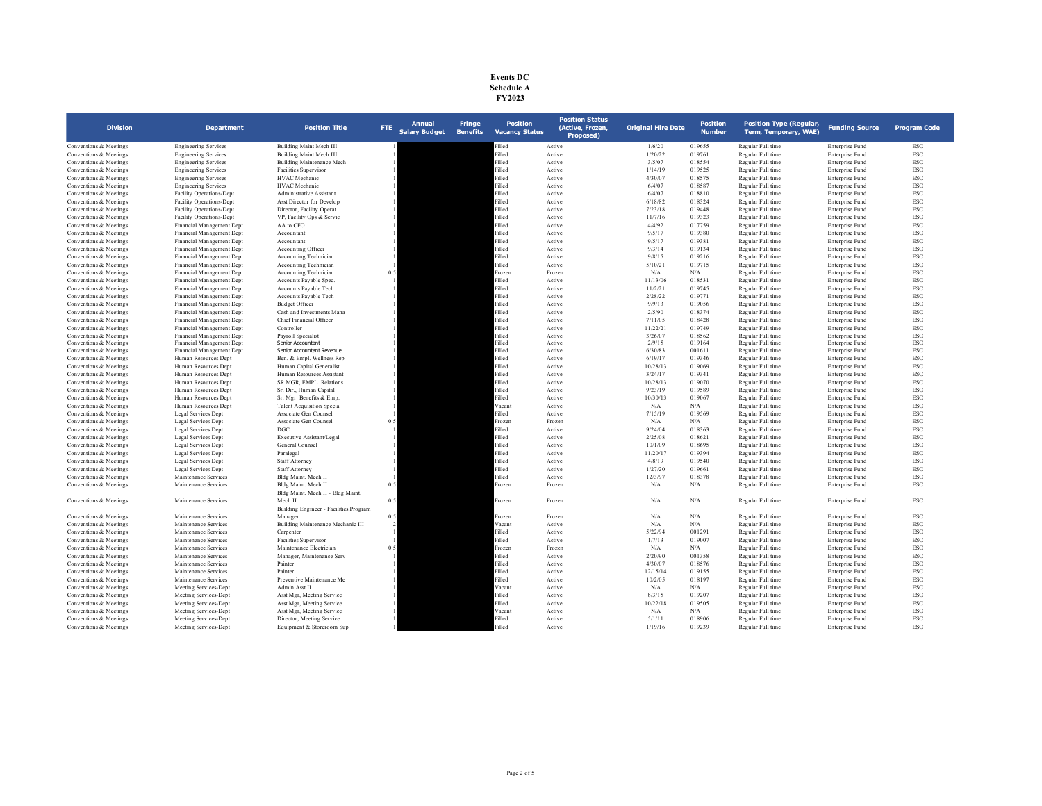**Events DC**
**Schedule A**
**FY2023**

| Division | Department | Position Title | FTE | Annual Salary Budget | Fringe Benefits | Position Vacancy Status | Position Status (Active, Frozen, Proposed) | Original Hire Date | Position Number | Position Type (Regular, Term, Temporary, WAE) | Funding Source | Program Code |
|---|---|---|---|---|---|---|---|---|---|---|---|---|
| Conventions & Meetings | Engineering Services | Building Maint Mech III | 1 | | | Filled | Active | 1/6/20 | 019655 | Regular Full time | Enterprise Fund | ESO |
| Conventions & Meetings | Engineering Services | Building Maint Mech III | 1 | | | Filled | Active | 1/20/22 | 019761 | Regular Full time | Enterprise Fund | ESO |
| Conventions & Meetings | Engineering Services | Building Maintenance Mech | 1 | | | Filled | Active | 3/5/07 | 018554 | Regular Full time | Enterprise Fund | ESO |
| Conventions & Meetings | Engineering Services | Facilities Supervisor | 1 | | | Filled | Active | 1/14/19 | 019525 | Regular Full time | Enterprise Fund | ESO |
| Conventions & Meetings | Engineering Services | HVAC Mechanic | 1 | | | Filled | Active | 4/30/07 | 018575 | Regular Full time | Enterprise Fund | ESO |
| Conventions & Meetings | Engineering Services | HVAC Mechanic | 1 | | | Filled | Active | 6/4/07 | 018587 | Regular Full time | Enterprise Fund | ESO |
| Conventions & Meetings | Facility Operations-Dept | Administrative Assistant | 1 | | | Filled | Active | 6/4/07 | 018810 | Regular Full time | Enterprise Fund | ESO |
| Conventions & Meetings | Facility Operations-Dept | Asst Director for Develop | 1 | | | Filled | Active | 6/18/82 | 018324 | Regular Full time | Enterprise Fund | ESO |
| Conventions & Meetings | Facility Operations-Dept | Director, Facility Operat | 1 | | | Filled | Active | 7/23/18 | 019448 | Regular Full time | Enterprise Fund | ESO |
| Conventions & Meetings | Facility Operations-Dept | VP, Facility Ops & Servic | 1 | | | Filled | Active | 11/7/16 | 019323 | Regular Full time | Enterprise Fund | ESO |
| Conventions & Meetings | Financial Management Dept | AA to CFO | 1 | | | Filled | Active | 4/4/92 | 017759 | Regular Full time | Enterprise Fund | ESO |
| Conventions & Meetings | Financial Management Dept | Accountant | 1 | | | Filled | Active | 9/5/17 | 019380 | Regular Full time | Enterprise Fund | ESO |
| Conventions & Meetings | Financial Management Dept | Accountant | 1 | | | Filled | Active | 9/5/17 | 019381 | Regular Full time | Enterprise Fund | ESO |
| Conventions & Meetings | Financial Management Dept | Accounting Officer | 1 | | | Filled | Active | 9/3/14 | 019134 | Regular Full time | Enterprise Fund | ESO |
| Conventions & Meetings | Financial Management Dept | Accounting Technician | 1 | | | Filled | Active | 9/8/15 | 019216 | Regular Full time | Enterprise Fund | ESO |
| Conventions & Meetings | Financial Management Dept | Accounting Technician | 1 | | | Filled | Active | 5/10/21 | 019715 | Regular Full time | Enterprise Fund | ESO |
| Conventions & Meetings | Financial Management Dept | Accounting Technician | 0.5 | | | Frozen | Frozen | N/A | N/A | Regular Full time | Enterprise Fund | ESO |
| Conventions & Meetings | Financial Management Dept | Accounts Payable Spec. | 1 | | | Filled | Active | 11/13/06 | 018531 | Regular Full time | Enterprise Fund | ESO |
| Conventions & Meetings | Financial Management Dept | Accounts Payable Tech | 1 | | | Filled | Active | 11/2/21 | 019745 | Regular Full time | Enterprise Fund | ESO |
| Conventions & Meetings | Financial Management Dept | Accounts Payable Tech | 1 | | | Filled | Active | 2/28/22 | 019771 | Regular Full time | Enterprise Fund | ESO |
| Conventions & Meetings | Financial Management Dept | Budget Officer | 1 | | | Filled | Active | 9/9/13 | 019056 | Regular Full time | Enterprise Fund | ESO |
| Conventions & Meetings | Financial Management Dept | Cash and Investments Mana | 1 | | | Filled | Active | 2/5/90 | 018374 | Regular Full time | Enterprise Fund | ESO |
| Conventions & Meetings | Financial Management Dept | Chief Financial Officer | 1 | | | Filled | Active | 7/11/05 | 018428 | Regular Full time | Enterprise Fund | ESO |
| Conventions & Meetings | Financial Management Dept | Controller | 1 | | | Filled | Active | 11/22/21 | 019749 | Regular Full time | Enterprise Fund | ESO |
| Conventions & Meetings | Financial Management Dept | Payroll Specialist | 1 | | | Filled | Active | 3/26/07 | 018562 | Regular Full time | Enterprise Fund | ESO |
| Conventions & Meetings | Financial Management Dept | Senior Accountant | 1 | | | Filled | Active | 2/9/15 | 019164 | Regular Full time | Enterprise Fund | ESO |
| Conventions & Meetings | Financial Management Dept | Senior Accountant Revenue | 1 | | | Filled | Active | 6/30/83 | 001611 | Regular Full time | Enterprise Fund | ESO |
| Conventions & Meetings | Human Resources Dept | Ben. & Empl. Wellness Rep | 1 | | | Filled | Active | 6/19/17 | 019346 | Regular Full time | Enterprise Fund | ESO |
| Conventions & Meetings | Human Resources Dept | Human Capital Generalist | 1 | | | Filled | Active | 10/28/13 | 019069 | Regular Full time | Enterprise Fund | ESO |
| Conventions & Meetings | Human Resources Dept | Human Resources Assistant | 1 | | | Filled | Active | 3/24/17 | 019341 | Regular Full time | Enterprise Fund | ESO |
| Conventions & Meetings | Human Resources Dept | SR MGR, EMPL. Relations | 1 | | | Filled | Active | 10/28/13 | 019070 | Regular Full time | Enterprise Fund | ESO |
| Conventions & Meetings | Human Resources Dept | Sr. Dir., Human Capital | 1 | | | Filled | Active | 9/23/19 | 019589 | Regular Full time | Enterprise Fund | ESO |
| Conventions & Meetings | Human Resources Dept | Sr. Mgr. Benefits & Emp. | 1 | | | Filled | Active | 10/30/13 | 019067 | Regular Full time | Enterprise Fund | ESO |
| Conventions & Meetings | Human Resources Dept | Talent Acquisition Specia | 1 | | | Vacant | Active | N/A | N/A | Regular Full time | Enterprise Fund | ESO |
| Conventions & Meetings | Legal Services Dept | Associate Gen Counsel | 1 | | | Filled | Active | 7/15/19 | 019569 | Regular Full time | Enterprise Fund | ESO |
| Conventions & Meetings | Legal Services Dept | Associate Gen Counsel | 0.5 | | | Frozen | Frozen | N/A | N/A | Regular Full time | Enterprise Fund | ESO |
| Conventions & Meetings | Legal Services Dept | DGC | 1 | | | Filled | Active | 9/24/04 | 018363 | Regular Full time | Enterprise Fund | ESO |
| Conventions & Meetings | Legal Services Dept | Executive Assistant/Legal | 1 | | | Filled | Active | 2/25/08 | 018621 | Regular Full time | Enterprise Fund | ESO |
| Conventions & Meetings | Legal Services Dept | General Counsel | 1 | | | Filled | Active | 10/1/09 | 018695 | Regular Full time | Enterprise Fund | ESO |
| Conventions & Meetings | Legal Services Dept | Paralegal | 1 | | | Filled | Active | 11/20/17 | 019394 | Regular Full time | Enterprise Fund | ESO |
| Conventions & Meetings | Legal Services Dept | Staff Attorney | 1 | | | Filled | Active | 4/8/19 | 019540 | Regular Full time | Enterprise Fund | ESO |
| Conventions & Meetings | Legal Services Dept | Staff Attorney | 1 | | | Filled | Active | 1/27/20 | 019661 | Regular Full time | Enterprise Fund | ESO |
| Conventions & Meetings | Maintenance Services | Bldg Maint. Mech II | 1 | | | Filled | Active | 12/3/97 | 018378 | Regular Full time | Enterprise Fund | ESO |
| Conventions & Meetings | Maintenance Services | Bldg Maint. Mech II | 0.5 | | | Frozen | Frozen | N/A | N/A | Regular Full time | Enterprise Fund | ESO |
| Conventions & Meetings | Maintenance Services | Bldg Maint. Mech II - Bldg Maint. Mech II | 0.5 | | | Frozen | Frozen | N/A | N/A | Regular Full time | Enterprise Fund | ESO |
| Conventions & Meetings | Maintenance Services | Building Engineer - Facilities Program Manager | 0.5 | | | Frozen | Frozen | N/A | N/A | Regular Full time | Enterprise Fund | ESO |
| Conventions & Meetings | Maintenance Services | Building Maintenance Mechanic III | 2 | | | Vacant | Active | N/A | N/A | Regular Full time | Enterprise Fund | ESO |
| Conventions & Meetings | Maintenance Services | Carpenter | 1 | | | Filled | Active | 5/22/94 | 001291 | Regular Full time | Enterprise Fund | ESO |
| Conventions & Meetings | Maintenance Services | Facilities Supervisor | 1 | | | Filled | Active | 1/7/13 | 019007 | Regular Full time | Enterprise Fund | ESO |
| Conventions & Meetings | Maintenance Services | Maintenance Electrician | 0.5 | | | Frozen | Frozen | N/A | N/A | Regular Full time | Enterprise Fund | ESO |
| Conventions & Meetings | Maintenance Services | Manager, Maintenance Serv | 1 | | | Filled | Active | 2/20/90 | 001358 | Regular Full time | Enterprise Fund | ESO |
| Conventions & Meetings | Maintenance Services | Painter | 1 | | | Filled | Active | 4/30/07 | 018576 | Regular Full time | Enterprise Fund | ESO |
| Conventions & Meetings | Maintenance Services | Painter | 1 | | | Filled | Active | 12/15/14 | 019155 | Regular Full time | Enterprise Fund | ESO |
| Conventions & Meetings | Maintenance Services | Preventive Maintenance Me | 1 | | | Filled | Active | 10/2/05 | 018197 | Regular Full time | Enterprise Fund | ESO |
| Conventions & Meetings | Meeting Services-Dept | Admin Asst II | 1 | | | Vacant | Active | N/A | N/A | Regular Full time | Enterprise Fund | ESO |
| Conventions & Meetings | Meeting Services-Dept | Asst Mgr, Meeting Service | 1 | | | Filled | Active | 8/3/15 | 019207 | Regular Full time | Enterprise Fund | ESO |
| Conventions & Meetings | Meeting Services-Dept | Asst Mgr, Meeting Service | 1 | | | Filled | Active | 10/22/18 | 019505 | Regular Full time | Enterprise Fund | ESO |
| Conventions & Meetings | Meeting Services-Dept | Asst Mgr, Meeting Service | 1 | | | Vacant | Active | N/A | N/A | Regular Full time | Enterprise Fund | ESO |
| Conventions & Meetings | Meeting Services-Dept | Director, Meeting Service | 1 | | | Filled | Active | 5/1/11 | 018906 | Regular Full time | Enterprise Fund | ESO |
| Conventions & Meetings | Meeting Services-Dept | Equipment & Storeroom Sup | 1 | | | Filled | Active | 1/19/16 | 019239 | Regular Full time | Enterprise Fund | ESO |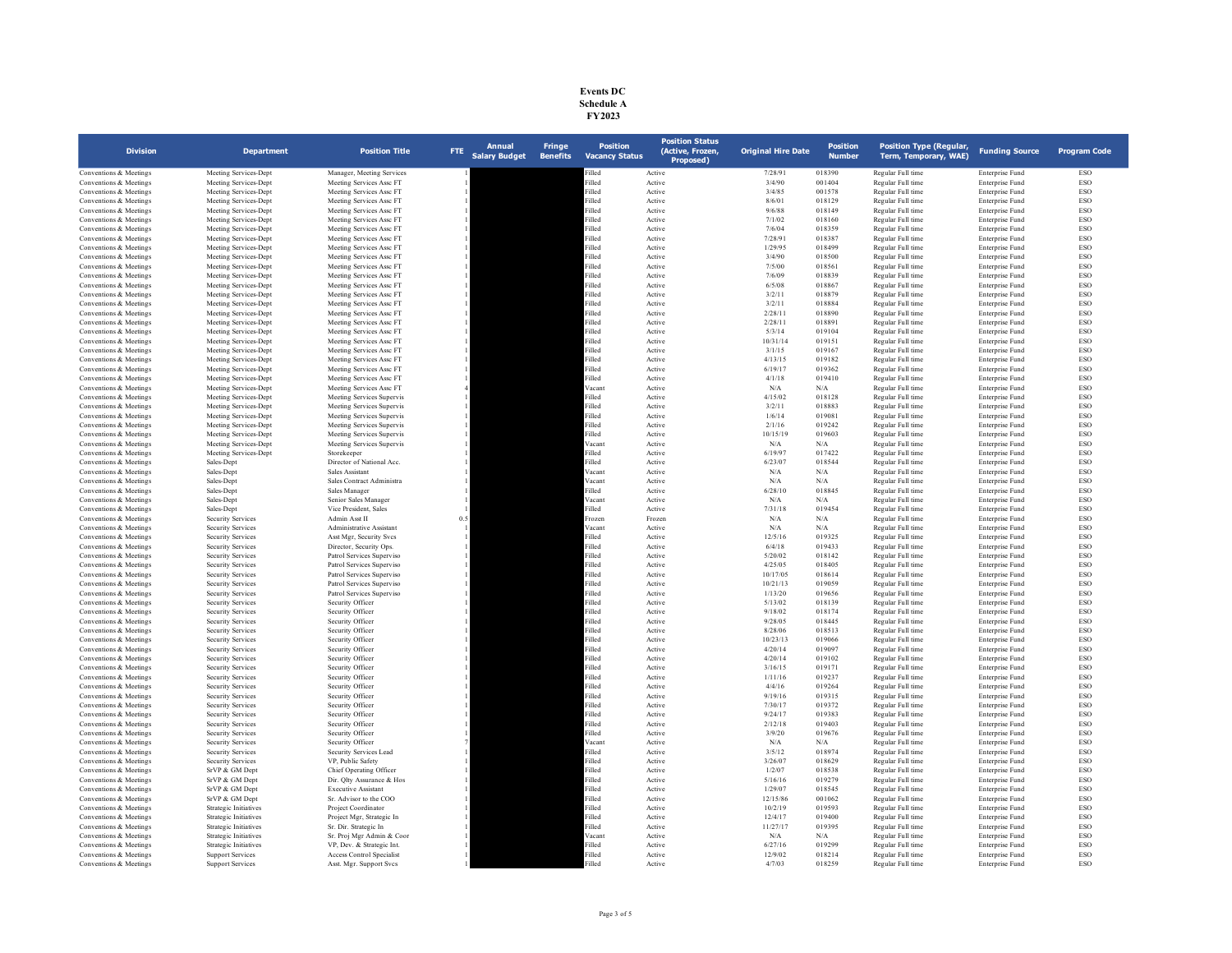# Events DC
# Schedule A
# FY2023

| Division | Department | Position Title | FTE | Annual Salary Budget | Fringe Benefits | Position Vacancy Status | Position Status (Active, Frozen, Proposed) | Original Hire Date | Position Number | Position Type (Regular, Term, Temporary, WAE) | Funding Source | Program Code |
|---|---|---|---|---|---|---|---|---|---|---|---|---|
| Conventions & Meetings | Meeting Services-Dept | Manager, Meeting Services | 1 | | | Filled | Active | 7/28/91 | 018390 | Regular Full time | Enterprise Fund | ESO |
| Conventions & Meetings | Meeting Services-Dept | Meeting Services Assc FT | 1 | | | Filled | Active | 3/4/90 | 001404 | Regular Full time | Enterprise Fund | ESO |
| Conventions & Meetings | Meeting Services-Dept | Meeting Services Assc FT | 1 | | | Filled | Active | 3/4/85 | 001578 | Regular Full time | Enterprise Fund | ESO |
| Conventions & Meetings | Meeting Services-Dept | Meeting Services Assc FT | 1 | | | Filled | Active | 8/6/01 | 018129 | Regular Full time | Enterprise Fund | ESO |
| Conventions & Meetings | Meeting Services-Dept | Meeting Services Assc FT | 1 | | | Filled | Active | 9/6/88 | 018149 | Regular Full time | Enterprise Fund | ESO |
| Conventions & Meetings | Meeting Services-Dept | Meeting Services Assc FT | 1 | | | Filled | Active | 7/1/02 | 018160 | Regular Full time | Enterprise Fund | ESO |
| Conventions & Meetings | Meeting Services-Dept | Meeting Services Assc FT | 1 | | | Filled | Active | 7/6/04 | 018359 | Regular Full time | Enterprise Fund | ESO |
| Conventions & Meetings | Meeting Services-Dept | Meeting Services Assc FT | 1 | | | Filled | Active | 7/28/91 | 018387 | Regular Full time | Enterprise Fund | ESO |
| Conventions & Meetings | Meeting Services-Dept | Meeting Services Assc FT | 1 | | | Filled | Active | 1/29/95 | 018499 | Regular Full time | Enterprise Fund | ESO |
| Conventions & Meetings | Meeting Services-Dept | Meeting Services Assc FT | 1 | | | Filled | Active | 3/4/90 | 018500 | Regular Full time | Enterprise Fund | ESO |
| Conventions & Meetings | Meeting Services-Dept | Meeting Services Assc FT | 1 | | | Filled | Active | 7/5/00 | 018561 | Regular Full time | Enterprise Fund | ESO |
| Conventions & Meetings | Meeting Services-Dept | Meeting Services Assc FT | 1 | | | Filled | Active | 7/6/09 | 018839 | Regular Full time | Enterprise Fund | ESO |
| Conventions & Meetings | Meeting Services-Dept | Meeting Services Assc FT | 1 | | | Filled | Active | 6/5/08 | 018867 | Regular Full time | Enterprise Fund | ESO |
| Conventions & Meetings | Meeting Services-Dept | Meeting Services Assc FT | 1 | | | Filled | Active | 3/2/11 | 018879 | Regular Full time | Enterprise Fund | ESO |
| Conventions & Meetings | Meeting Services-Dept | Meeting Services Assc FT | 1 | | | Filled | Active | 3/2/11 | 018884 | Regular Full time | Enterprise Fund | ESO |
| Conventions & Meetings | Meeting Services-Dept | Meeting Services Assc FT | 1 | | | Filled | Active | 2/28/11 | 018890 | Regular Full time | Enterprise Fund | ESO |
| Conventions & Meetings | Meeting Services-Dept | Meeting Services Assc FT | 1 | | | Filled | Active | 2/28/11 | 018891 | Regular Full time | Enterprise Fund | ESO |
| Conventions & Meetings | Meeting Services-Dept | Meeting Services Assc FT | 1 | | | Filled | Active | 5/3/14 | 019104 | Regular Full time | Enterprise Fund | ESO |
| Conventions & Meetings | Meeting Services-Dept | Meeting Services Assc FT | 1 | | | Filled | Active | 10/31/14 | 019151 | Regular Full time | Enterprise Fund | ESO |
| Conventions & Meetings | Meeting Services-Dept | Meeting Services Assc FT | 1 | | | Filled | Active | 3/1/15 | 019167 | Regular Full time | Enterprise Fund | ESO |
| Conventions & Meetings | Meeting Services-Dept | Meeting Services Assc FT | 1 | | | Filled | Active | 4/13/15 | 019182 | Regular Full time | Enterprise Fund | ESO |
| Conventions & Meetings | Meeting Services-Dept | Meeting Services Assc FT | 1 | | | Filled | Active | 6/19/17 | 019362 | Regular Full time | Enterprise Fund | ESO |
| Conventions & Meetings | Meeting Services-Dept | Meeting Services Assc FT | 1 | | | Filled | Active | 4/1/18 | 019410 | Regular Full time | Enterprise Fund | ESO |
| Conventions & Meetings | Meeting Services-Dept | Meeting Services Assc FT | 4 | | | Vacant | Active | N/A | N/A | Regular Full time | Enterprise Fund | ESO |
| Conventions & Meetings | Meeting Services-Dept | Meeting Services Supervis | 1 | | | Filled | Active | 4/15/02 | 018128 | Regular Full time | Enterprise Fund | ESO |
| Conventions & Meetings | Meeting Services-Dept | Meeting Services Supervis | 1 | | | Filled | Active | 3/2/11 | 018883 | Regular Full time | Enterprise Fund | ESO |
| Conventions & Meetings | Meeting Services-Dept | Meeting Services Supervis | 1 | | | Filled | Active | 1/6/14 | 019081 | Regular Full time | Enterprise Fund | ESO |
| Conventions & Meetings | Meeting Services-Dept | Meeting Services Supervis | 1 | | | Filled | Active | 2/1/16 | 019242 | Regular Full time | Enterprise Fund | ESO |
| Conventions & Meetings | Meeting Services-Dept | Meeting Services Supervis | 1 | | | Filled | Active | 10/15/19 | 019603 | Regular Full time | Enterprise Fund | ESO |
| Conventions & Meetings | Meeting Services-Dept | Meeting Services Supervis | 1 | | | Vacant | Active | N/A | N/A | Regular Full time | Enterprise Fund | ESO |
| Conventions & Meetings | Meeting Services-Dept | Storekeeper | 1 | | | Filled | Active | 6/19/97 | 017422 | Regular Full time | Enterprise Fund | ESO |
| Conventions & Meetings | Sales-Dept | Director of National Acc. | 1 | | | Filled | Active | 6/23/07 | 018544 | Regular Full time | Enterprise Fund | ESO |
| Conventions & Meetings | Sales-Dept | Sales Assistant | 1 | | | Vacant | Active | N/A | N/A | Regular Full time | Enterprise Fund | ESO |
| Conventions & Meetings | Sales-Dept | Sales Contract Administra | 1 | | | Vacant | Active | N/A | N/A | Regular Full time | Enterprise Fund | ESO |
| Conventions & Meetings | Sales-Dept | Sales Manager | 1 | | | Filled | Active | 6/28/10 | 018845 | Regular Full time | Enterprise Fund | ESO |
| Conventions & Meetings | Sales-Dept | Senior Sales Manager | 1 | | | Vacant | Active | N/A | N/A | Regular Full time | Enterprise Fund | ESO |
| Conventions & Meetings | Sales-Dept | Vice President, Sales | 1 | | | Filled | Active | 7/31/18 | 019454 | Regular Full time | Enterprise Fund | ESO |
| Conventions & Meetings | Security Services | Admin Asst II | 0.5 | | | Frozen | Frozen | N/A | N/A | Regular Full time | Enterprise Fund | ESO |
| Conventions & Meetings | Security Services | Administrative Assistant | 1 | | | Vacant | Active | N/A | N/A | Regular Full time | Enterprise Fund | ESO |
| Conventions & Meetings | Security Services | Asst Mgr, Security Svcs | 1 | | | Filled | Active | 12/5/16 | 019325 | Regular Full time | Enterprise Fund | ESO |
| Conventions & Meetings | Security Services | Director, Security Ops. | 1 | | | Filled | Active | 6/4/18 | 019433 | Regular Full time | Enterprise Fund | ESO |
| Conventions & Meetings | Security Services | Patrol Services Superviso | 1 | | | Filled | Active | 5/20/02 | 018142 | Regular Full time | Enterprise Fund | ESO |
| Conventions & Meetings | Security Services | Patrol Services Superviso | 1 | | | Filled | Active | 4/25/05 | 018405 | Regular Full time | Enterprise Fund | ESO |
| Conventions & Meetings | Security Services | Patrol Services Superviso | 1 | | | Filled | Active | 10/17/05 | 018614 | Regular Full time | Enterprise Fund | ESO |
| Conventions & Meetings | Security Services | Patrol Services Superviso | 1 | | | Filled | Active | 10/21/13 | 019059 | Regular Full time | Enterprise Fund | ESO |
| Conventions & Meetings | Security Services | Patrol Services Superviso | 1 | | | Filled | Active | 1/13/20 | 019656 | Regular Full time | Enterprise Fund | ESO |
| Conventions & Meetings | Security Services | Security Officer | 1 | | | Filled | Active | 5/13/02 | 018139 | Regular Full time | Enterprise Fund | ESO |
| Conventions & Meetings | Security Services | Security Officer | 1 | | | Filled | Active | 9/18/02 | 018174 | Regular Full time | Enterprise Fund | ESO |
| Conventions & Meetings | Security Services | Security Officer | 1 | | | Filled | Active | 9/28/05 | 018445 | Regular Full time | Enterprise Fund | ESO |
| Conventions & Meetings | Security Services | Security Officer | 1 | | | Filled | Active | 8/28/06 | 018513 | Regular Full time | Enterprise Fund | ESO |
| Conventions & Meetings | Security Services | Security Officer | 1 | | | Filled | Active | 10/23/13 | 019066 | Regular Full time | Enterprise Fund | ESO |
| Conventions & Meetings | Security Services | Security Officer | 1 | | | Filled | Active | 4/20/14 | 019097 | Regular Full time | Enterprise Fund | ESO |
| Conventions & Meetings | Security Services | Security Officer | 1 | | | Filled | Active | 4/20/14 | 019102 | Regular Full time | Enterprise Fund | ESO |
| Conventions & Meetings | Security Services | Security Officer | 1 | | | Filled | Active | 3/16/15 | 019171 | Regular Full time | Enterprise Fund | ESO |
| Conventions & Meetings | Security Services | Security Officer | 1 | | | Filled | Active | 1/11/16 | 019237 | Regular Full time | Enterprise Fund | ESO |
| Conventions & Meetings | Security Services | Security Officer | 1 | | | Filled | Active | 4/4/16 | 019264 | Regular Full time | Enterprise Fund | ESO |
| Conventions & Meetings | Security Services | Security Officer | 1 | | | Filled | Active | 9/19/16 | 019315 | Regular Full time | Enterprise Fund | ESO |
| Conventions & Meetings | Security Services | Security Officer | 1 | | | Filled | Active | 7/30/17 | 019372 | Regular Full time | Enterprise Fund | ESO |
| Conventions & Meetings | Security Services | Security Officer | 1 | | | Filled | Active | 9/24/17 | 019383 | Regular Full time | Enterprise Fund | ESO |
| Conventions & Meetings | Security Services | Security Officer | 1 | | | Filled | Active | 2/12/18 | 019403 | Regular Full time | Enterprise Fund | ESO |
| Conventions & Meetings | Security Services | Security Officer | 1 | | | Filled | Active | 3/9/20 | 019676 | Regular Full time | Enterprise Fund | ESO |
| Conventions & Meetings | Security Services | Security Officer | 7 | | | Vacant | Active | N/A | N/A | Regular Full time | Enterprise Fund | ESO |
| Conventions & Meetings | Security Services | Security Services Lead | 1 | | | Filled | Active | 3/5/12 | 018974 | Regular Full time | Enterprise Fund | ESO |
| Conventions & Meetings | Security Services | VP, Public Safety | 1 | | | Filled | Active | 3/26/07 | 018629 | Regular Full time | Enterprise Fund | ESO |
| Conventions & Meetings | SrVP & GM Dept | Chief Operating Officer | 1 | | | Filled | Active | 1/2/07 | 018538 | Regular Full time | Enterprise Fund | ESO |
| Conventions & Meetings | SrVP & GM Dept | Dir. Qlty Assurance & Hos | 1 | | | Filled | Active | 5/16/16 | 019279 | Regular Full time | Enterprise Fund | ESO |
| Conventions & Meetings | SrVP & GM Dept | Executive Assistant | 1 | | | Filled | Active | 1/29/07 | 018545 | Regular Full time | Enterprise Fund | ESO |
| Conventions & Meetings | SrVP & GM Dept | Sr. Advisor to the COO | 1 | | | Filled | Active | 12/15/86 | 001062 | Regular Full time | Enterprise Fund | ESO |
| Conventions & Meetings | Strategic Initiatives | Project Coordinator | 1 | | | Filled | Active | 10/2/19 | 019593 | Regular Full time | Enterprise Fund | ESO |
| Conventions & Meetings | Strategic Initiatives | Project Mgr, Strategic In | 1 | | | Filled | Active | 12/4/17 | 019400 | Regular Full time | Enterprise Fund | ESO |
| Conventions & Meetings | Strategic Initiatives | Sr. Dir. Strategic In | 1 | | | Filled | Active | 11/27/17 | 019395 | Regular Full time | Enterprise Fund | ESO |
| Conventions & Meetings | Strategic Initiatives | Sr. Proj Mgr Admin & Coor | 1 | | | Vacant | Active | N/A | N/A | Regular Full time | Enterprise Fund | ESO |
| Conventions & Meetings | Strategic Initiatives | VP, Dev. & Strategic Int. | 1 | | | Filled | Active | 6/27/16 | 019299 | Regular Full time | Enterprise Fund | ESO |
| Conventions & Meetings | Support Services | Access Control Specialist | 1 | | | Filled | Active | 12/9/02 | 018214 | Regular Full time | Enterprise Fund | ESO |
| Conventions & Meetings | Support Services | Asst. Mgr. Support Svcs | 1 | | | Filled | Active | 4/7/03 | 018259 | Regular Full time | Enterprise Fund | ESO |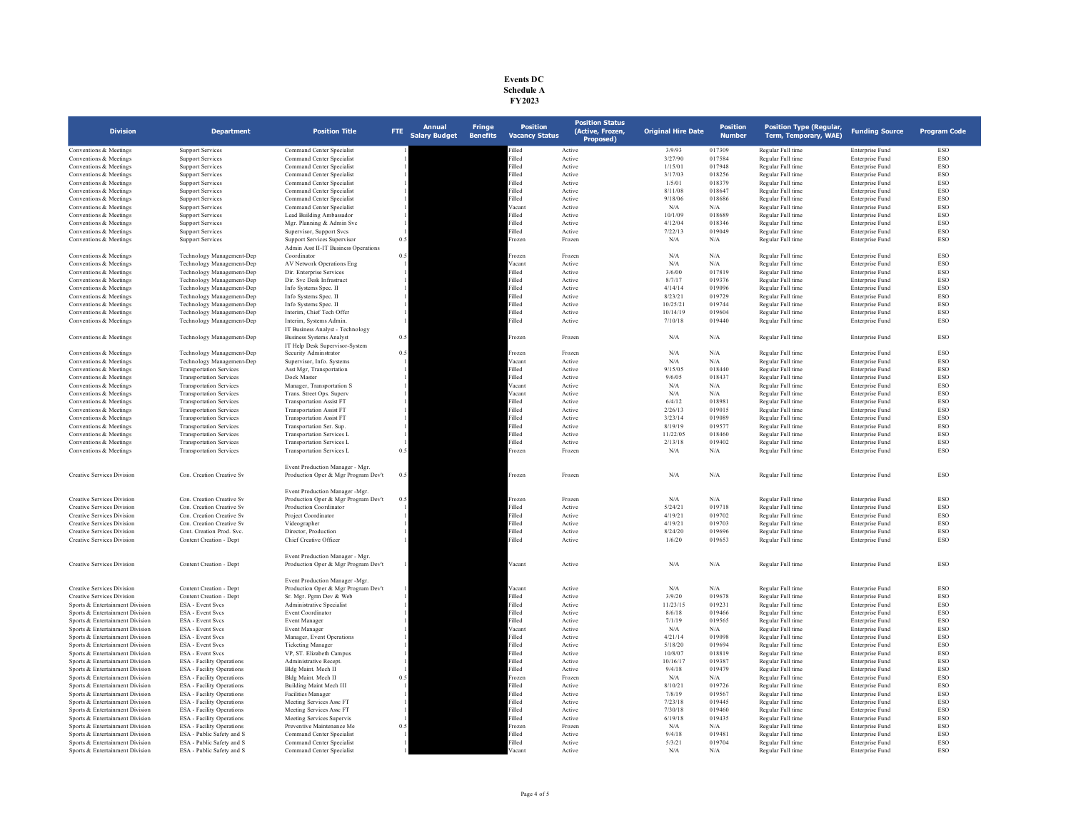**Events DC**
**Schedule A**
**FY2023**

| Division | Department | Position Title | FTE | Annual Salary Budget | Fringe Benefits | Position Vacancy Status | Position Status (Active, Frozen, Proposed) | Original Hire Date | Position Number | Position Type (Regular, Term, Temporary, WAE) | Funding Source | Program Code |
|---|---|---|---|---|---|---|---|---|---|---|---|---|
| Conventions & Meetings | Support Services | Command Center Specialist | 1 | | | Filled | Active | 3/9/93 | 017309 | Regular Full time | Enterprise Fund | ESO |
| Conventions & Meetings | Support Services | Command Center Specialist | 1 | | | Filled | Active | 3/27/90 | 017584 | Regular Full time | Enterprise Fund | ESO |
| Conventions & Meetings | Support Services | Command Center Specialist | 1 | | | Filled | Active | 1/15/01 | 017948 | Regular Full time | Enterprise Fund | ESO |
| Conventions & Meetings | Support Services | Command Center Specialist | 1 | | | Filled | Active | 3/17/03 | 018256 | Regular Full time | Enterprise Fund | ESO |
| Conventions & Meetings | Support Services | Command Center Specialist | 1 | | | Filled | Active | 1/5/01 | 018379 | Regular Full time | Enterprise Fund | ESO |
| Conventions & Meetings | Support Services | Command Center Specialist | 1 | | | Filled | Active | 8/11/08 | 018647 | Regular Full time | Enterprise Fund | ESO |
| Conventions & Meetings | Support Services | Command Center Specialist | 1 | | | Filled | Active | 9/18/06 | 018686 | Regular Full time | Enterprise Fund | ESO |
| Conventions & Meetings | Support Services | Command Center Specialist | 1 | | | Vacant | Active | N/A | N/A | Regular Full time | Enterprise Fund | ESO |
| Conventions & Meetings | Support Services | Lead Building Ambassador | 1 | | | Filled | Active | 10/1/09 | 018689 | Regular Full time | Enterprise Fund | ESO |
| Conventions & Meetings | Support Services | Mgr. Planning & Admin Svc | 1 | | | Filled | Active | 4/12/04 | 018346 | Regular Full time | Enterprise Fund | ESO |
| Conventions & Meetings | Support Services | Supervisor, Support Svcs | 1 | | | Filled | Active | 7/22/13 | 019049 | Regular Full time | Enterprise Fund | ESO |
| Conventions & Meetings | Support Services | Support Services Supervisor | 0.5 | | | Frozen | Frozen | N/A | N/A | Regular Full time | Enterprise Fund | ESO |
| Conventions & Meetings | Technology Management-Dep | Admin Asst II-IT Business Operations Coordinator | 0.5 | | | Frozen | Frozen | N/A | N/A | Regular Full time | Enterprise Fund | ESO |
| Conventions & Meetings | Technology Management-Dep | AV Network Operations Eng | 1 | | | Vacant | Active | N/A | N/A | Regular Full time | Enterprise Fund | ESO |
| Conventions & Meetings | Technology Management-Dep | Dir. Enterprise Services | 1 | | | Filled | Active | 3/6/00 | 017819 | Regular Full time | Enterprise Fund | ESO |
| Conventions & Meetings | Technology Management-Dep | Dir. Svc Desk Infrastruct | 1 | | | Filled | Active | 8/7/17 | 019376 | Regular Full time | Enterprise Fund | ESO |
| Conventions & Meetings | Technology Management-Dep | Info Systems Spec. II | 1 | | | Filled | Active | 4/14/14 | 019096 | Regular Full time | Enterprise Fund | ESO |
| Conventions & Meetings | Technology Management-Dep | Info Systems Spec. II | 1 | | | Filled | Active | 8/23/21 | 019729 | Regular Full time | Enterprise Fund | ESO |
| Conventions & Meetings | Technology Management-Dep | Info Systems Spec. II | 1 | | | Filled | Active | 10/25/21 | 019744 | Regular Full time | Enterprise Fund | ESO |
| Conventions & Meetings | Technology Management-Dep | Interim, Chief Tech Offcr | 1 | | | Filled | Active | 10/14/19 | 019604 | Regular Full time | Enterprise Fund | ESO |
| Conventions & Meetings | Technology Management-Dep | Interim, Systems Admin. | 1 | | | Filled | Active | 7/10/18 | 019440 | Regular Full time | Enterprise Fund | ESO |
| Conventions & Meetings | Technology Management-Dep | IT Business Analyst - Technology Business Systems Analyst | 0.5 | | | Frozen | Frozen | N/A | N/A | Regular Full time | Enterprise Fund | ESO |
| Conventions & Meetings | Technology Management-Dep | IT Help Desk Supervisor-System Security Adminstrator | 0.5 | | | Frozen | Frozen | N/A | N/A | Regular Full time | Enterprise Fund | ESO |
| Conventions & Meetings | Technology Management-Dep | Supervisor, Info. Systems | 1 | | | Vacant | Active | N/A | N/A | Regular Full time | Enterprise Fund | ESO |
| Conventions & Meetings | Transportation Services | Asst Mgr, Transportation | 1 | | | Filled | Active | 9/15/05 | 018440 | Regular Full time | Enterprise Fund | ESO |
| Conventions & Meetings | Transportation Services | Dock Master | 1 | | | Filled | Active | 9/6/05 | 018437 | Regular Full time | Enterprise Fund | ESO |
| Conventions & Meetings | Transportation Services | Manager, Transportation S | 1 | | | Vacant | Active | N/A | N/A | Regular Full time | Enterprise Fund | ESO |
| Conventions & Meetings | Transportation Services | Trans. Street Ops. Superv | 1 | | | Vacant | Active | N/A | N/A | Regular Full time | Enterprise Fund | ESO |
| Conventions & Meetings | Transportation Services | Transportation Assist FT | 1 | | | Filled | Active | 6/4/12 | 018981 | Regular Full time | Enterprise Fund | ESO |
| Conventions & Meetings | Transportation Services | Transportation Assist FT | 1 | | | Filled | Active | 2/26/13 | 019015 | Regular Full time | Enterprise Fund | ESO |
| Conventions & Meetings | Transportation Services | Transportation Assist FT | 1 | | | Filled | Active | 3/23/14 | 019089 | Regular Full time | Enterprise Fund | ESO |
| Conventions & Meetings | Transportation Services | Transportation Ser. Sup. | 1 | | | Filled | Active | 8/19/19 | 019577 | Regular Full time | Enterprise Fund | ESO |
| Conventions & Meetings | Transportation Services | Transportation Services L | 1 | | | Filled | Active | 11/22/05 | 018460 | Regular Full time | Enterprise Fund | ESO |
| Conventions & Meetings | Transportation Services | Transportation Services L | 1 | | | Filled | Active | 2/13/18 | 019402 | Regular Full time | Enterprise Fund | ESO |
| Conventions & Meetings | Transportation Services | Transportation Services L | 0.5 | | | Frozen | Frozen | N/A | N/A | Regular Full time | Enterprise Fund | ESO |
| Creative Services Division | Con. Creation Creative Sv | Event Production Manager - Mgr. Production Oper & Mgr Program Dev't | 0.5 | | | Frozen | Frozen | N/A | N/A | Regular Full time | Enterprise Fund | ESO |
| Creative Services Division | Con. Creation Creative Sv | Event Production Manager -Mgr. Production Oper & Mgr Program Dev't | 0.5 | | | Frozen | Frozen | N/A | N/A | Regular Full time | Enterprise Fund | ESO |
| Creative Services Division | Con. Creation Creative Sv | Production Coordinator | 1 | | | Filled | Active | 5/24/21 | 019718 | Regular Full time | Enterprise Fund | ESO |
| Creative Services Division | Con. Creation Creative Sv | Project Coordinator | 1 | | | Filled | Active | 4/19/21 | 019702 | Regular Full time | Enterprise Fund | ESO |
| Creative Services Division | Con. Creation Creative Sv | Videographer | 1 | | | Filled | Active | 4/19/21 | 019703 | Regular Full time | Enterprise Fund | ESO |
| Creative Services Division | Cont. Creation Prod. Svc. | Director, Production | 1 | | | Filled | Active | 8/24/20 | 019696 | Regular Full time | Enterprise Fund | ESO |
| Creative Services Division | Content Creation - Dept | Chief Creative Officer | 1 | | | Filled | Active | 1/6/20 | 019653 | Regular Full time | Enterprise Fund | ESO |
| Creative Services Division | Content Creation - Dept | Event Production Manager - Mgr. Production Oper & Mgr Program Dev't | 1 | | | Vacant | Active | N/A | N/A | Regular Full time | Enterprise Fund | ESO |
| Creative Services Division | Content Creation - Dept | Event Production Manager -Mgr. Production Oper & Mgr Program Dev't | 1 | | | Vacant | Active | N/A | N/A | Regular Full time | Enterprise Fund | ESO |
| Creative Services Division | Content Creation - Dept | Sr. Mgr. Pgrm Dev & Web | 1 | | | Filled | Active | 3/9/20 | 019678 | Regular Full time | Enterprise Fund | ESO |
| Sports & Entertainment Division | ESA - Event Svcs | Administrative Specialist | 1 | | | Filled | Active | 11/23/15 | 019231 | Regular Full time | Enterprise Fund | ESO |
| Sports & Entertainment Division | ESA - Event Svcs | Event Coordinator | 1 | | | Filled | Active | 8/6/18 | 019466 | Regular Full time | Enterprise Fund | ESO |
| Sports & Entertainment Division | ESA - Event Svcs | Event Manager | 1 | | | Filled | Active | 7/1/19 | 019565 | Regular Full time | Enterprise Fund | ESO |
| Sports & Entertainment Division | ESA - Event Svcs | Event Manager | 1 | | | Vacant | Active | N/A | N/A | Regular Full time | Enterprise Fund | ESO |
| Sports & Entertainment Division | ESA - Event Svcs | Manager, Event Operations | 1 | | | Filled | Active | 4/21/14 | 019098 | Regular Full time | Enterprise Fund | ESO |
| Sports & Entertainment Division | ESA - Event Svcs | Ticketing Manager | 1 | | | Filled | Active | 5/18/20 | 019694 | Regular Full time | Enterprise Fund | ESO |
| Sports & Entertainment Division | ESA - Event Svcs | VP, ST. Elizabeth Campus | 1 | | | Filled | Active | 10/8/07 | 018819 | Regular Full time | Enterprise Fund | ESO |
| Sports & Entertainment Division | ESA - Facility Operations | Administrative Recept. | 1 | | | Filled | Active | 10/16/17 | 019387 | Regular Full time | Enterprise Fund | ESO |
| Sports & Entertainment Division | ESA - Facility Operations | Bldg Maint. Mech II | 1 | | | Filled | Active | 9/4/18 | 019479 | Regular Full time | Enterprise Fund | ESO |
| Sports & Entertainment Division | ESA - Facility Operations | Bldg Maint. Mech II | 0.5 | | | Frozen | Frozen | N/A | N/A | Regular Full time | Enterprise Fund | ESO |
| Sports & Entertainment Division | ESA - Facility Operations | Building Maint Mech III | 1 | | | Filled | Active | 8/10/21 | 019726 | Regular Full time | Enterprise Fund | ESO |
| Sports & Entertainment Division | ESA - Facility Operations | Facilities Manager | 1 | | | Filled | Active | 7/8/19 | 019567 | Regular Full time | Enterprise Fund | ESO |
| Sports & Entertainment Division | ESA - Facility Operations | Meeting Services Assc FT | 1 | | | Filled | Active | 7/23/18 | 019445 | Regular Full time | Enterprise Fund | ESO |
| Sports & Entertainment Division | ESA - Facility Operations | Meeting Services Assc FT | 1 | | | Filled | Active | 7/30/18 | 019460 | Regular Full time | Enterprise Fund | ESO |
| Sports & Entertainment Division | ESA - Facility Operations | Meeting Services Supervis | 1 | | | Filled | Active | 6/19/18 | 019435 | Regular Full time | Enterprise Fund | ESO |
| Sports & Entertainment Division | ESA - Facility Operations | Preventive Maintenance Me | 0.5 | | | Frozen | Frozen | N/A | N/A | Regular Full time | Enterprise Fund | ESO |
| Sports & Entertainment Division | ESA - Public Safety and S | Command Center Specialist | 1 | | | Filled | Active | 9/4/18 | 019481 | Regular Full time | Enterprise Fund | ESO |
| Sports & Entertainment Division | ESA - Public Safety and S | Command Center Specialist | 1 | | | Filled | Active | 5/3/21 | 019704 | Regular Full time | Enterprise Fund | ESO |
| Sports & Entertainment Division | ESA - Public Safety and S | Command Center Specialist | 1 | | | Vacant | Active | N/A | N/A | Regular Full time | Enterprise Fund | ESO |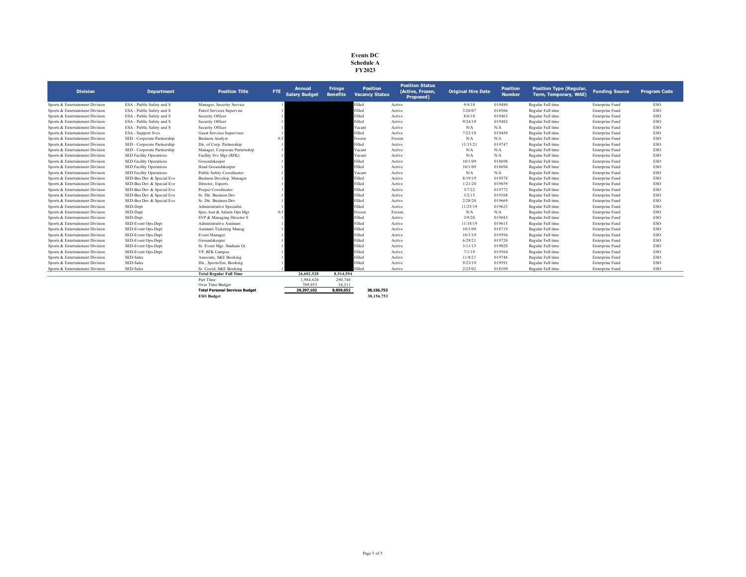**Events DC**
**Schedule A**
**FY2023**

| Division | Department | Position Title | FTE | Annual Salary Budget | Fringe Benefits | Position Vacancy Status | Position Status (Active, Frozen, Proposed) | Original Hire Date | Position Number | Position Type (Regular, Term, Temporary, WAE) | Funding Source | Program Code |
|---|---|---|---|---|---|---|---|---|---|---|---|---|
| Sports & Entertainment Division | ESA - Public Safety and S | Manager, Security Service | 1 | | | Filled | Active | 9/4/18 | 019480 | Regular Full time | Enterprise Fund | ESO |
| Sports & Entertainment Division | ESA - Public Safety and S | Patrol Services Superviso | 1 | | | Filled | Active | 3/26/07 | 018566 | Regular Full time | Enterprise Fund | ESO |
| Sports & Entertainment Division | ESA - Public Safety and S | Security Officer | 1 | | | Filled | Active | 8/6/18 | 019463 | Regular Full time | Enterprise Fund | ESO |
| Sports & Entertainment Division | ESA - Public Safety and S | Security Officer | 1 | | | Filled | Active | 9/24/18 | 019482 | Regular Full time | Enterprise Fund | ESO |
| Sports & Entertainment Division | ESA - Public Safety and S | Security Officer | 1 | | | Vacant | Active | N/A | N/A | Regular Full time | Enterprise Fund | ESO |
| Sports & Entertainment Division | ESA - Support Svcs | Guest Services Supervisor | 1 | | | Filled | Active | 7/23/18 | 019450 | Regular Full time | Enterprise Fund | ESO |
| Sports & Entertainment Division | SED - Corporate Partnership | Business Analyst | 0.5 | | | Frozen | Frozen | N/A | N/A | Regular Full time | Enterprise Fund | ESO |
| Sports & Entertainment Division | SED - Corporate Partnership | Dir. of Corp. Partnership | 1 | | | Filled | Active | 11/15/21 | 019747 | Regular Full time | Enterprise Fund | ESO |
| Sports & Entertainment Division | SED - Corporate Partnership | Manager, Corporate Parternship | 1 | | | Vacant | Active | N/A | N/A | Regular Full time | Enterprise Fund | ESO |
| Sports & Entertainment Division | SED Facility Operations | Facility Svc Mgr (RFK) | 1 | | | Vacant | Active | N/A | N/A | Regular Full time | Enterprise Fund | ESO |
| Sports & Entertainment Division | SED Facility Operations | Groundskeeper | 1 | | | Filled | Active | 10/1/09 | 018698 | Regular Full time | Enterprise Fund | ESO |
| Sports & Entertainment Division | SED Facility Operations | Head Groundskeeper | 1 | | | Filled | Active | 10/1/09 | 018694 | Regular Full time | Enterprise Fund | ESO |
| Sports & Entertainment Division | SED Facility Operations | Public Safety Coordinator | 1 | | | Vacant | Active | N/A | N/A | Regular Full time | Enterprise Fund | ESO |
| Sports & Entertainment Division | SED-Bus Dev & Special Eve | Business Develop. Manager | 1 | | | Filled | Active | 8/19/19 | 019578 | Regular Full time | Enterprise Fund | ESO |
| Sports & Entertainment Division | SED-Bus Dev & Special Eve | Director, Esports | 1 | | | Filled | Active | 1/21/20 | 019659 | Regular Full time | Enterprise Fund | ESO |
| Sports & Entertainment Division | SED-Bus Dev & Special Eve | Project Coordinator | 1 | | | Filled | Active | 3/7/22 | 019772 | Regular Full time | Enterprise Fund | ESO |
| Sports & Entertainment Division | SED-Bus Dev & Special Eve | Sr. Dir. Business Dev | 1 | | | Filled | Active | 3/2/15 | 019168 | Regular Full time | Enterprise Fund | ESO |
| Sports & Entertainment Division | SED-Bus Dev & Special Eve | Sr. Dir. Business Dev | 1 | | | Filled | Active | 2/28/20 | 019669 | Regular Full time | Enterprise Fund | ESO |
| Sports & Entertainment Division | SED-Dept | Administrative Specialist | 1 | | | Filled | Active | 11/25/19 | 019625 | Regular Full time | Enterprise Fund | ESO |
| Sports & Entertainment Division | SED-Dept | Spec.Asst & Admin Ops Mgr | 0.5 | | | Frozen | Frozen | N/A | N/A | Regular Full time | Enterprise Fund | ESO |
| Sports & Entertainment Division | SED-Dept | SVP & Managing Director S | 1 | | | Filled | Active | 3/9/20 | 019683 | Regular Full time | Enterprise Fund | ESO |
| Sports & Entertainment Division | SED-Event Ops-Dept | Administrative Assistant | 1 | | | Filled | Active | 11/18/19 | 019615 | Regular Full time | Enterprise Fund | ESO |
| Sports & Entertainment Division | SED-Event Ops-Dept | Assistant Ticketing Manag | 1 | | | Filled | Active | 10/1/09 | 018719 | Regular Full time | Enterprise Fund | ESO |
| Sports & Entertainment Division | SED-Event Ops-Dept | Event Manager | 1 | | | Filled | Active | 10/1/19 | 019594 | Regular Full time | Enterprise Fund | ESO |
| Sports & Entertainment Division | SED-Event Ops-Dept | Groundskeeper | 1 | | | Filled | Active | 6/29/21 | 019720 | Regular Full time | Enterprise Fund | ESO |
| Sports & Entertainment Division | SED-Event Ops-Dept | Sr. Event Mgr. Stadium Gr | 1 | | | Filled | Active | 3/11/13 | 019028 | Regular Full time | Enterprise Fund | ESO |
| Sports & Entertainment Division | SED-Event Ops-Dept | VP, RFK Campus | 1 | | | Filled | Active | 7/1/19 | 019564 | Regular Full time | Enterprise Fund | ESO |
| Sports & Entertainment Division | SED-Sales | Associate, S&E Booking | 1 | | | Filled | Active | 11/8/21 | 019746 | Regular Full time | Enterprise Fund | ESO |
| Sports & Entertainment Division | SED-Sales | Dir., Sports/Ent. Booking | 1 | | | Filled | Active | 9/23/19 | 019591 | Regular Full time | Enterprise Fund | ESO |
| Sports & Entertainment Division | SED-Sales | Sr. Coord, S&E Booking | 1 | | | Filled | Active | 2/25/02 | 018109 | Regular Full time | Enterprise Fund | ESO |
| | | **Total Regular Full Time** | | **26,602,528** | **8,514,594** | | | | | | | |
| | | Part Time | | 1,984,620 | 290,746 | | | | | | | |
| | | Over Time Budget | | 709,953 | 54,311 | | | | | | | |
| | | **Total Personal Services Budget** | | **29,297,102** | **8,859,652** | **38,156,753** | | | | | | |
| | | **ESO Budget** | | | | **38,156,753** | | | | | | |